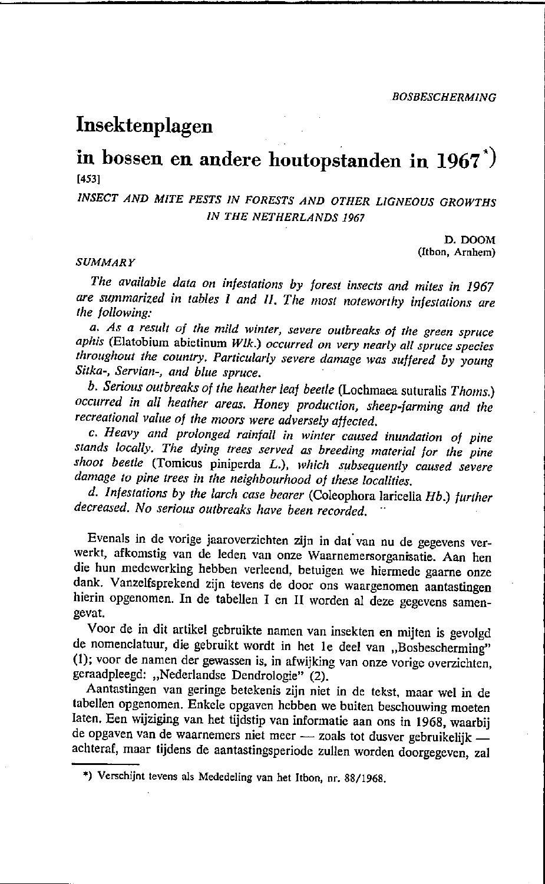*BOSBESCHERMING*

# Insektenplagen

## in bossen en andere houtopstanden in 1967 \*)

[453]

*INSECT AND MITE PESTS IN FORESTS AND OTHER LIGNEOUS GROWTHS IN THE NETHERLANDS 1967*

D. DOOM
(Itbon, Arnhem)

*SUMMARY*

*The available data on infestations by forest insects and mites in 1967 are summarized in tables I and II. The most noteworthy infestations are the following:*

*a. As a result of the mild winter, severe outbreaks of the green spruce aphis* (Elatobium abietinum *Wlk.) occurred on very nearly all spruce species throughout the country. Particularly severe damage was suffered by young Sitka-, Servian-, and blue spruce.*

*b. Serious outbreaks of the heather leaf beetle* (Lochmaea suturalis *Thoms.) occurred in all heather areas. Honey production, sheep-farming and the recreational value of the moors were adversely affected.*

*c. Heavy and prolonged rainfall in winter caused inundation of pine stands locally. The dying trees served as breeding material for the pine shoot beetle* (Tomicus piniperda *L.), which subsequently caused severe damage to pine trees in the neighbourhood of these localities.*

*d. Infestations by the larch case bearer* (Coleophora laricella *Hb.) further decreased. No serious outbreaks have been recorded.*

Evenals in de vorige jaaroverzichten zijn in dat van nu de gegevens verwerkt, afkomstig van de leden van onze Waarnemersorganisatie. Aan hen die hun medewerking hebben verleend, betuigen we hiermede gaarne onze dank. Vanzelfsprekend zijn tevens de door ons waargenomen aantastingen hierin opgenomen. In de tabellen I en II worden al deze gegevens samengevat.

Voor de in dit artikel gebruikte namen van insekten en mijten is gevolgd de nomenclatuur, die gebruikt wordt in het 1e deel van „Bosbescherming" (1); voor de namen der gewassen is, in afwijking van onze vorige overzichten, geraadpleegd: „Nederlandse Dendrologie" (2).

Aantastingen van geringe betekenis zijn niet in de tekst, maar wel in de tabellen opgenomen. Enkele opgaven hebben we buiten beschouwing moeten laten. Een wijziging van het tijdstip van informatie aan ons in 1968, waarbij de opgaven van de waarnemers niet meer — zoals tot dusver gebruikelijk — achteraf, maar tijdens de aantastingsperiode zullen worden doorgegeven, zal

\*) Verschijnt tevens als Mededeling van het Itbon, nr. 88/1968.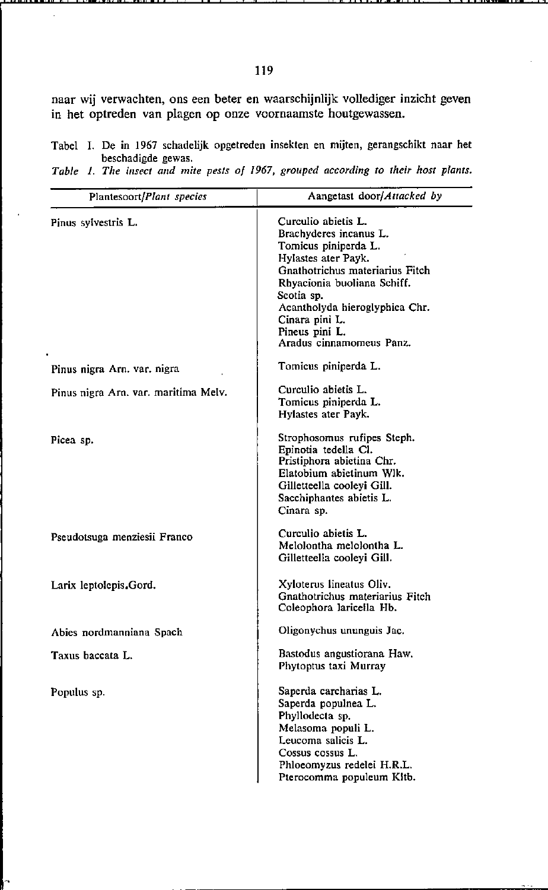naar wij verwachten, ons een beter en waarschijnlijk vollediger inzicht geven in het optreden van plagen op onze voornaamste houtgewassen.

Tabel I. De in 1967 schadelijk opgetreden insekten en mijten, gerangschikt naar het beschadigde gewas.

*Table 1. The insect and mite pests of 1967, grouped according to their host plants.*

| Plantesoort/*Plant species* | Aangetast door/*Attacked by* |
|---|---|
| Pinus sylvestris L. | Curculio abietis L.<br>Brachyderes incanus L.<br>Tomicus piniperda L.<br>Hylastes ater Payk.<br>Gnathotrichus materiarius Fitch<br>Rhyacionia buoliana Schiff.<br>Scotia sp.<br>Acantholyda hieroglyphica Chr.<br>Cinara pini L.<br>Pineus pini L.<br>Aradus cinnamomeus Panz. |
| Pinus nigra Arn. var. nigra | Tomicus piniperda L. |
| Pinus nigra Arn. var. maritima Melv. | Curculio abietis L.<br>Tomicus piniperda L.<br>Hylastes ater Payk. |
| Picea sp. | Strophosomus rufipes Steph.<br>Epinotia tedella Cl.<br>Pristiphora abietina Chr.<br>Elatobium abietinum Wlk.<br>Gilletteella cooleyi Gill.<br>Sacchiphantes abietis L.<br>Cinara sp. |
| Pseudotsuga menziesii Franco | Curculio abietis L.<br>Melolontha melolontha L.<br>Gilletteella cooleyi Gill. |
| Larix leptolepis.Gord. | Xyloterus lineatus Oliv.<br>Gnathotrichus materiarius Fitch<br>Coleophora laricella Hb. |
| Abies nordmanniana Spach | Oligonychus ununguis Jac. |
| Taxus baccata L. | Bastodus angustiorana Haw.<br>Phytoptus taxi Murray |
| Populus sp. | Saperda carcharias L.<br>Saperda populnea L.<br>Phyllodecta sp.<br>Melasoma populi L.<br>Leucoma salicis L.<br>Cossus cossus L.<br>Phloeomyzus redelei H.R.L.<br>Pterocomma populeum Kltb. |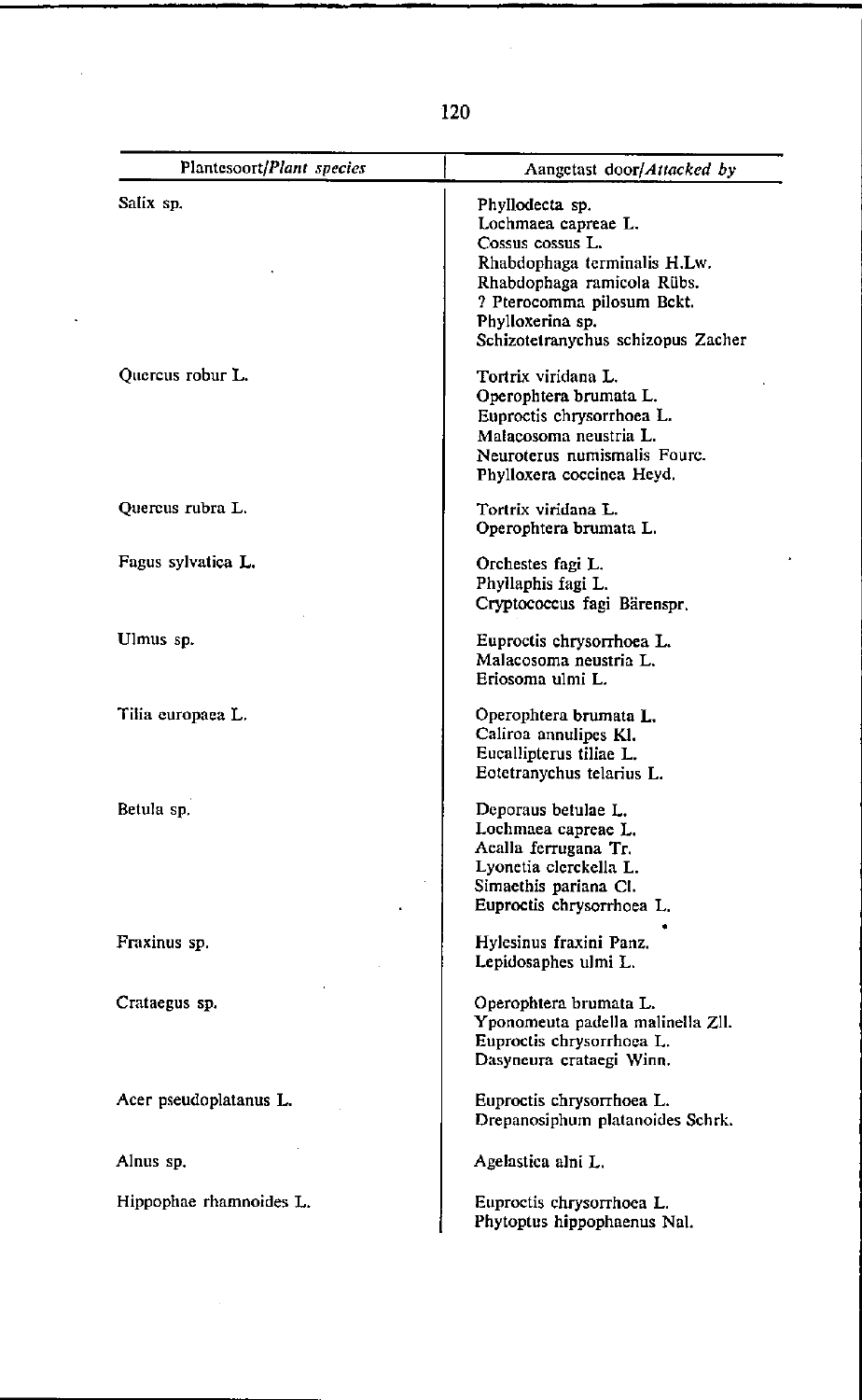| Plantesoort/*Plant species* | Aangetast door/*Attacked by* |
|---|---|
| Salix sp. | Phyllodecta sp. |
| | Lochmaea capreae L. |
| | Cossus cossus L. |
| | Rhabdophaga terminalis H.Lw. |
| | Rhabdophaga ramicola Rübs. |
| | ? Pterocomma pilosum Bckt. |
| | Phylloxerina sp. |
| | Schizotetranychus schizopus Zacher |
| Quercus robur L. | Tortrix viridana L. |
| | Operophtera brumata L. |
| | Euproctis chrysorrhoea L. |
| | Malacosoma neustria L. |
| | Neuroterus numismalis Fourc. |
| | Phylloxera coccinea Heyd. |
| Quercus rubra L. | Tortrix viridana L. |
| | Operophtera brumata L. |
| Fagus sylvatica L. | Orchestes fagi L. |
| | Phyllaphis fagi L. |
| | Cryptococcus fagi Bärenspr. |
| Ulmus sp. | Euproctis chrysorrhoea L. |
| | Malacosoma neustria L. |
| | Eriosoma ulmi L. |
| Tilia europaea L. | Operophtera brumata L. |
| | Caliroa annulipes Kl. |
| | Eucallipterus tiliae L. |
| | Eotetranychus telarius L. |
| Betula sp. | Deporaus betulae L. |
| | Lochmaea capreae L. |
| | Acalla ferrugana Tr. |
| | Lyonetia clerckella L. |
| | Simaethis pariana Cl. |
| | Euproctis chrysorrhoea L. |
| Fraxinus sp. | Hylesinus fraxini Panz. |
| | Lepidosaphes ulmi L. |
| Crataegus sp. | Operophtera brumata L. |
| | Yponomeuta padella malinella Zll. |
| | Euproctis chrysorrhoea L. |
| | Dasyneura crataegi Winn. |
| Acer pseudoplatanus L. | Euproctis chrysorrhoea L. |
| | Drepanosiphum platanoides Schrk. |
| Alnus sp. | Agelastica alni L. |
| Hippophae rhamnoides L. | Euproctis chrysorrhoea L. |
| | Phytoptus hippophaenus Nal. |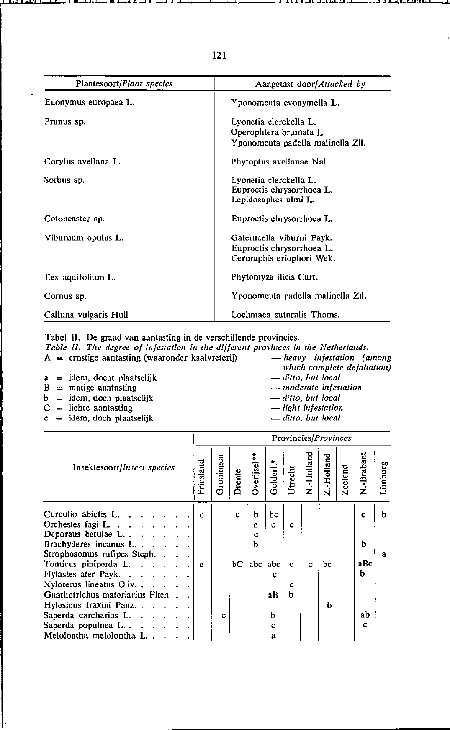| Plantesoort/*Plant species* | Aangetast door/*Attacked by* |
|---|---|
| Euonymus europaea L. | Yponomeuta evonymella L. |
| Prunus sp. | Lyonetia clerckella L.<br>Operophtera brumata L.<br>Yponomeuta padella malinella Zll. |
| Corylus avellana L. | Phytoptus avellanae Nal. |
| Sorbus sp. | Lyonetia clerckella L.<br>Euproctis chrysorrhoea L.<br>Lepidosaphes ulmi L. |
| Cotoneaster sp. | Euproctis chrysorrhoea L. |
| Viburnum opulus L. | Galerucella viburni Payk.<br>Euproctis chrysorrhoea L.<br>Ceruraphis eriophori Wek. |
| Ilex aquifolium L. | Phytomyza ilicis Curt. |
| Cornus sp. | Yponomeuta padella malinella Zll. |
| Calluna vulgaris Hull | Lochmaea suturalis Thoms. |

Tabel II. De graad van aantasting in de verschillende provincies.
*Table II. The degree of infestation in the different provinces in the Netherlands.*

A = ernstige aantasting (waaronder kaalvreterij) — *heavy infestation (among which complete defoliation)*
a = idem, docht plaatselijk — *ditto, but local*
B = matige aantasting — *moderate infestation*
b = idem, doch plaatselijk — *ditto, but local*
C = lichte aantasting — *light infestation*
c = idem, doch plaatselijk — *ditto, but local*

| Insektesoort/*Insect species* | Friesland | Groningen | Drente | Overijsel** | Gelderl.* | Utrecht | N.-Holland | Z.-Holland | Zeeland | N.-Brabant | Limburg |
|---|---|---|---|---|---|---|---|---|---|---|---|
| Curculio abietis L. | c | | c | b | bc | | | | | c | b |
| Orchestes fagi L. | | | | c | c | c | | | | | |
| Deporaus betulae L. | | | | c | | | | | | | |
| Brachyderes incanus L. | | | | b | | | | | | b | |
| Strophosomus rufipes Steph. | | | | | | | | | | | a |
| Tomicus piniperda L. | c | | bC | abc | abc | c | c | bc | | aBc | |
| Hylastes ater Payk. | | | | | c | | | | | b | |
| Xyloterus lineatus Oliv. | | | | | | c | | | | | |
| Gnathotrichus materiarius Fitch | | | | | aB | b | | | | | |
| Hylesinus fraxini Panz. | | | | | | | | b | | | |
| Saperda carcharias L. | | c | | | b | | | | | ab | |
| Saperda populnea L. | | | | | c | | | | | c | |
| Melolontha melolontha L. | | | | | a | | | | | | |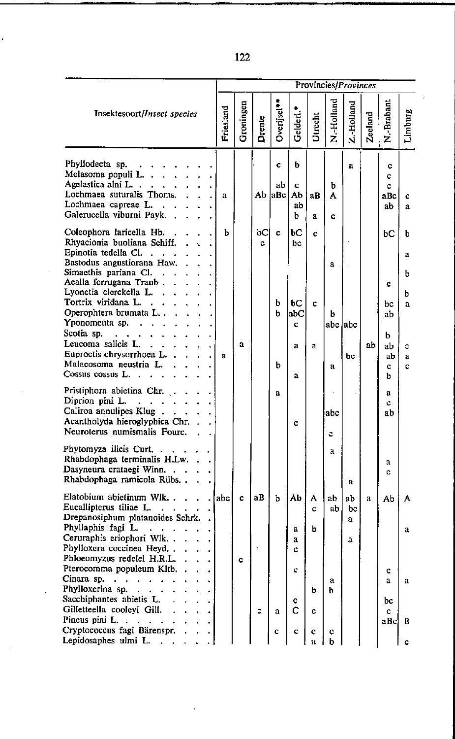| Insektesoort/*Insect species* | Provincies/*Provinces* | | | | | | | | | | |
|---|---|---|---|---|---|---|---|---|---|---|---|
| | Friesland | Groningen | Drente | Overijsel** | Gelderl.* | Utrecht | N.-Holland | Z.-Holland | Zeeland | N.-Brabant | Limburg |
| Phyllodecta sp. | | | | c | b | | | a | | c | |
| Melasoma populi L. | | | | | | | | | | c | |
| Agelastica alni L. | | | | ab | c | | b | | | c | |
| Lochmaea suturalis Thoms. | a | | Ab | aBc | Ab | aB | A | | | aBc | c |
| Lochmaea capreae L. | | | | | ab | | | | | ab | a |
| Galerucella viburni Payk. | | | | | b | a | c | | | | |
| Coleophora laricella Hb. | b | | bC | c | bC | c | | | | bC | b |
| Rhyacionia buoliana Schiff. | | | c | | bc | | | | | | |
| Epinotia tedella Cl. | | | | | | | | | | | a |
| Bastodus angustiorana Haw. | | | | | | | a | | | | |
| Simaethis pariana Cl. | | | | | | | | | | | b |
| Acalla ferrugana Traub | | | | | | | | | | c | |
| Lyonetia clerckella L. | | | | | | | | | | | b |
| Tortrix viridana L. | | | | b | bC | c | | | | bc | a |
| Operophtera brumata L. | | | | b | abC | | b | | | ab | |
| Yponomeuta sp. | | | | | c | | abc | abc | | | |
| Scotia sp. | | | | | | | | | | b | |
| Leucoma salicis L. | | a | | | a | a | | | ab | ab | c |
| Euproctis chrysorrhoea L. | a | | | | | | | bc | | ab | a |
| Malacosoma neustria L. | | | | b | | | a | | | c | c |
| Cossus cossus L. | | | | | a | | | | | b | |
| Pristiphora abietina Chr. | | | | a | | | | | | a | |
| Diprion pini L. | | | | | | | | | | c | |
| Caliroa annulipes Klug | | | | | | | abc | | | ab | |
| Acantholyda hieroglyphica Chr. | | | | | c | | | | | | |
| Neuroterus numismalis Fourc. | | | | | | | c | | | | |
| Phytomyza ilicis Curt. | | | | | | | a | | | | |
| Rhabdophaga terminalis H.Lw. | | | | | | | | | | a | |
| Dasyneura crataegi Winn. | | | | | | | | | | c | |
| Rhabdophaga ramicola Rübs. | | | | | | | | a | | | |
| Elatobium abietinum Wlk. | abc | c | aB | b | Ab | A | ab | ab | a | Ab | A |
| Eucallipterus tiliae L. | | | | | | c | ab | bc | | | |
| Drepanosiphum platanoides Schrk. | | | | | | | | a | | | |
| Phyllaphis fagi L. | | | | | a | b | | | | | a |
| Ceruraphis eriophori Wlk. | | | | | a | | | a | | | |
| Phylloxera coccinea Heyd. | | | | | c | | | | | | |
| Phloeomyzus redelei H.R.L. | | c | | | | | | | | | |
| Pterocomma populeum Kltb. | | | | | c | | | | | c | |
| Cinara sp. | | | | | | | a | | | a | a |
| Phylloxerina sp. | | | | | | b | h | | | | |
| Sacchiphantes abietis L. | | | | | c | | | | | bc | |
| Gilletteella cooleyi Gill. | | | c | a | C | c | | | | c | |
| Pineus pini L. | | | | | | | | | | aBc | B |
| Cryptococcus fagi Bärenspr. | | | | c | c | c | c | | | | |
| Lepidosaphes ulmi L. | | | | | | a | b | | | | c |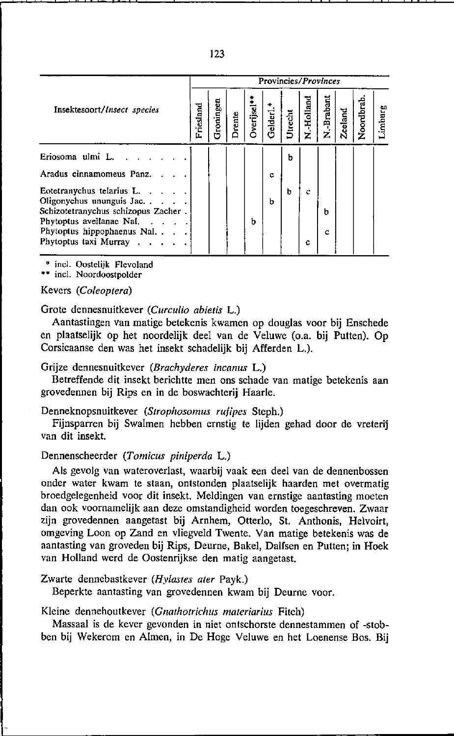| Insektesoort/*Insect species* | Provincies/*Provinces* | | | | | | | | | | |
|---|---|---|---|---|---|---|---|---|---|---|---|
| | Friesland | Groningen | Drente | Overijsel** | Gelderl.* | Utrecht | N.-Holland | N.-Brabant | Zeeland | Noordbrab. | Limburg |
| Eriosoma ulmi L. | | | | | | b | | | | | |
| Aradus cinnamomeus Panz. | | | | | c | | | | | | |
| Eotetranychus telarius L. | | | | | | b | c | | | | |
| Oligonychus ununguis Jac. | | | | | b | | | | | | |
| Schizotetranychus schizopus Zacher | | | | | | | | b | | | |
| Phytoptus avellanae Nal. | | | | b | | | | | | | |
| Phytoptus hippophaenus Nal. | | | | | | | | c | | | |
| Phytoptus taxi Murray | | | | | | | c | | | | |

\* incl. Oostelijk Flevoland
\*\* incl. Noordoostpolder

## Kevers (*Coleoptera*)

### Grote dennesnuitkever (*Curculio abietis* L.)

Aantastingen van matige betekenis kwamen op douglas voor bij Enschede en plaatselijk op het noordelijk deel van de Veluwe (o.a. bij Putten). Op Corsicaanse den was het insekt schadelijk bij Afferden L.).

### Grijze dennesnuitkever (*Brachyderes incanus* L.)

Betreffende dit insekt berichtte men ons schade van matige betekenis aan grovedennen bij Rips en in de boswachterij Haarle.

### Denneknopsnuitkever (*Strophosomus rufipes* Steph.)

Fijnsparren bij Swalmen hebben ernstig te lijden gehad door de vreterij van dit insekt.

### Dennenscheerder (*Tomicus piniperda* L.)

Als gevolg van wateroverlast, waarbij vaak een deel van de dennenbossen onder water kwam te staan, ontstonden plaatselijk haarden met overmatig broedgelegenheid voor dit insekt. Meldingen van ernstige aantasting moeten dan ook voornamelijk aan deze omstandigheid worden toegeschreven. Zwaar zijn grovedennen aangetast bij Arnhem, Otterlo, St. Anthonis, Helvoirt, omgeving Loon op Zand en vliegveld Twente. Van matige betekenis was de aantasting van groveden bij Rips, Deurne, Bakel, Dalfsen en Putten; in Hoek van Holland werd de Oostenrijkse den matig aangetast.

### Zwarte dennebastkever (*Hylastes ater* Payk.)

Beperkte aantasting van grovedennen kwam bij Deurne voor.

### Kleine dennehoutkever (*Gnathotrichus materiarius* Fitch)

Massaal is de kever gevonden in niet ontschorste dennestammen of -stobben bij Wekerom en Almen, in De Hoge Veluwe en het Loenense Bos. Bij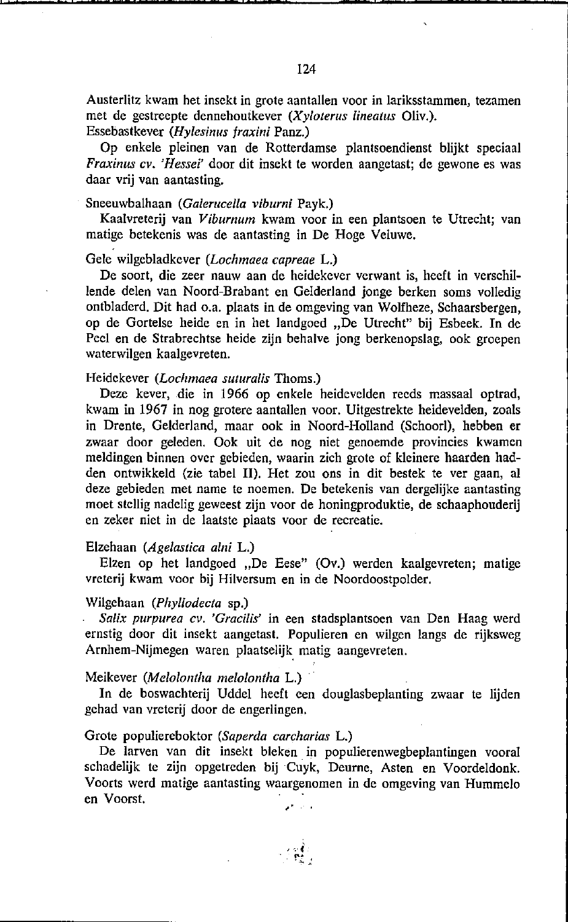Austerlitz kwam het insekt in grote aantallen voor in lariksstammen, tezamen met de gestreepte dennehoutkever (*Xyloterus lineatus* Oliv.).

Essebastkever (*Hylesinus fraxini* Panz.)

Op enkele pleinen van de Rotterdamse plantsoendienst blijkt speciaal *Fraxinus cv. 'Hessei'* door dit insekt te worden aangetast; de gewone es was daar vrij van aantasting.

Sneeuwbalhaan (*Galerucella viburni* Payk.)

Kaalvreterij van *Viburnum* kwam voor in een plantsoen te Utrecht; van matige betekenis was de aantasting in De Hoge Veluwe.

Gele wilgebladkever (*Lochmaea capreae* L.)

De soort, die zeer nauw aan de heidekever verwant is, heeft in verschillende delen van Noord-Brabant en Gelderland jonge berken soms volledig ontbladerd. Dit had o.a. plaats in de omgeving van Wolfheze, Schaarsbergen, op de Gortelse heide en in het landgoed „De Utrecht" bij Esbeek. In de Peel en de Strabrechtse heide zijn behalve jong berkenopslag, ook groepen waterwilgen kaalgevreten.

Heidekever (*Lochmaea suturalis* Thoms.)

Deze kever, die in 1966 op enkele heidevelden reeds massaal optrad, kwam in 1967 in nog grotere aantallen voor. Uitgestrekte heidevelden, zoals in Drente, Gelderland, maar ook in Noord-Holland (Schoorl), hebben er zwaar door geleden. Ook uit de nog niet genoemde provincies kwamen meldingen binnen over gebieden, waarin zich grote of kleinere haarden hadden ontwikkeld (zie tabel II). Het zou ons in dit bestek te ver gaan, al deze gebieden met name te noemen. De betekenis van dergelijke aantasting moet stellig nadelig geweest zijn voor de honingproduktie, de schaaphouderij en zeker niet in de laatste plaats voor de recreatie.

Elzehaan (*Agelastica alni* L.)

Elzen op het landgoed „De Eese" (Ov.) werden kaalgevreten; matige vreterij kwam voor bij Hilversum en in de Noordoostpolder.

Wilgehaan (*Phyllodecta* sp.)

*Salix purpurea cv. 'Gracilis'* in een stadsplantsoen van Den Haag werd ernstig door dit insekt aangetast. Populieren en wilgen langs de rijksweg Arnhem-Nijmegen waren plaatselijk matig aangevreten.

Meikever (*Melolontha melolontha* L.)

In de boswachterij Uddel heeft een douglasbeplanting zwaar te lijden gehad van vreterij door de engerlingen.

Grote populiereboktor (*Saperda carcharias* L.)

De larven van dit insekt bleken in populierenwegbeplantingen vooral schadelijk te zijn opgetreden bij Cuyk, Deurne, Asten en Voordeldonk. Voorts werd matige aantasting waargenomen in de omgeving van Hummelo en Voorst.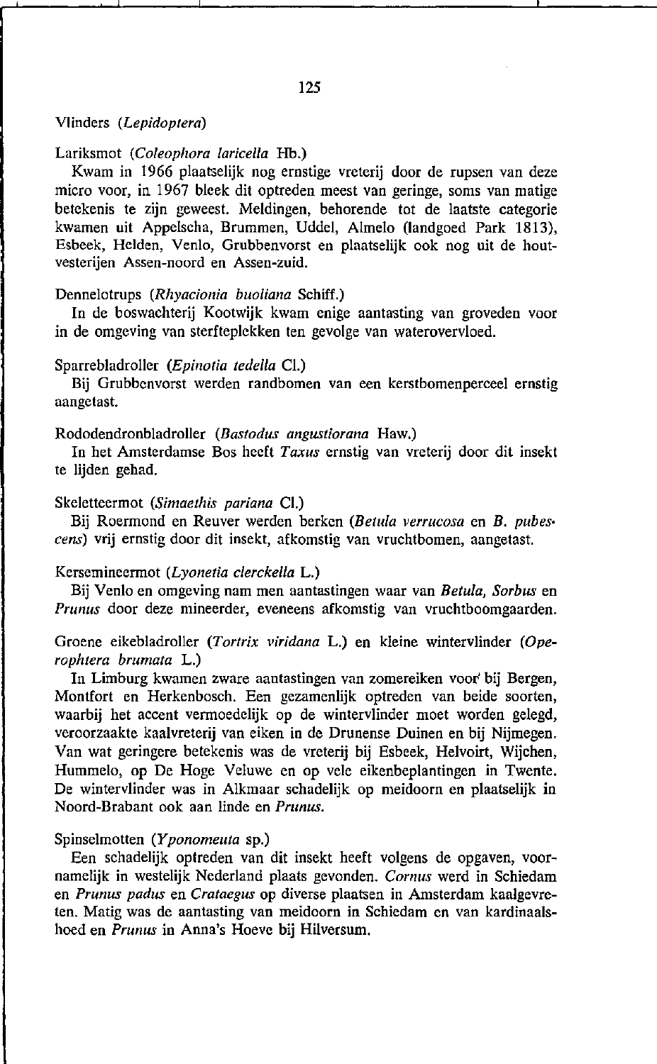Vlinders (*Lepidoptera*)

Lariksmot (*Coleophora laricella* Hb.)

Kwam in 1966 plaatselijk nog ernstige vreterij door de rupsen van deze micro voor, in 1967 bleek dit optreden meest van geringe, soms van matige betekenis te zijn geweest. Meldingen, behorende tot de laatste categorie kwamen uit Appelscha, Brummen, Uddel, Almelo (landgoed Park 1813), Esbeek, Helden, Venlo, Grubbenvorst en plaatselijk ook nog uit de houtvesterijen Assen-noord en Assen-zuid.

Dennelotrups (*Rhyacionia buoliana* Schiff.)

In de boswachterij Kootwijk kwam enige aantasting van groveden voor in de omgeving van sterfteplekken ten gevolge van wateroverloed.

Sparrebladroller (*Epinotia tedella* Cl.)

Bij Grubbenvorst werden randbomen van een kerstbomenperceel ernstig aangetast.

Rododendronbladroller (*Bastodus angustiorana* Haw.)

In het Amsterdamse Bos heeft *Taxus* ernstig van vreterij door dit insekt te lijden gehad.

Skeletteermot (*Simaethis pariana* Cl.)

Bij Roermond en Reuver werden berken (*Betula verrucosa* en *B. pubescens*) vrij ernstig door dit insekt, afkomstig van vruchtbomen, aangetast.

Kersemineermot (*Lyonetia clerckella* L.)

Bij Venlo en omgeving nam men aantastingen waar van *Betula, Sorbus* en *Prunus* door deze mineerder, eveneens afkomstig van vruchtboomgaarden.

Groene eikebladroller (*Tortrix viridana* L.) en kleine wintervlinder (*Operophtera brumata* L.)

In Limburg kwamen zware aantastingen van zomereiken voor bij Bergen, Montfort en Herkenbosch. Een gezamenlijk optreden van beide soorten, waarbij het accent vermoedelijk op de wintervlinder moet worden gelegd, veroorzaakte kaalvreterij van eiken in de Drunense Duinen en bij Nijmegen. Van wat geringere betekenis was de vreterij bij Esbeek, Helvoirt, Wijchen, Hummelo, op De Hoge Veluwe en op vele eikenbeplantingen in Twente. De wintervlinder was in Alkmaar schadelijk op meidoorn en plaatselijk in Noord-Brabant ook aan linde en *Prunus*.

Spinselmotten (*Yponomeuta* sp.)

Een schadelijk optreden van dit insekt heeft volgens de opgaven, voornamelijk in westelijk Nederland plaats gevonden. *Cornus* werd in Schiedam en *Prunus padus* en *Crataegus* op diverse plaatsen in Amsterdam kaalgevreten. Matig was de aantasting van meidoorn in Schiedam en van kardinaalshoed en *Prunus* in Anna's Hoeve bij Hilversum.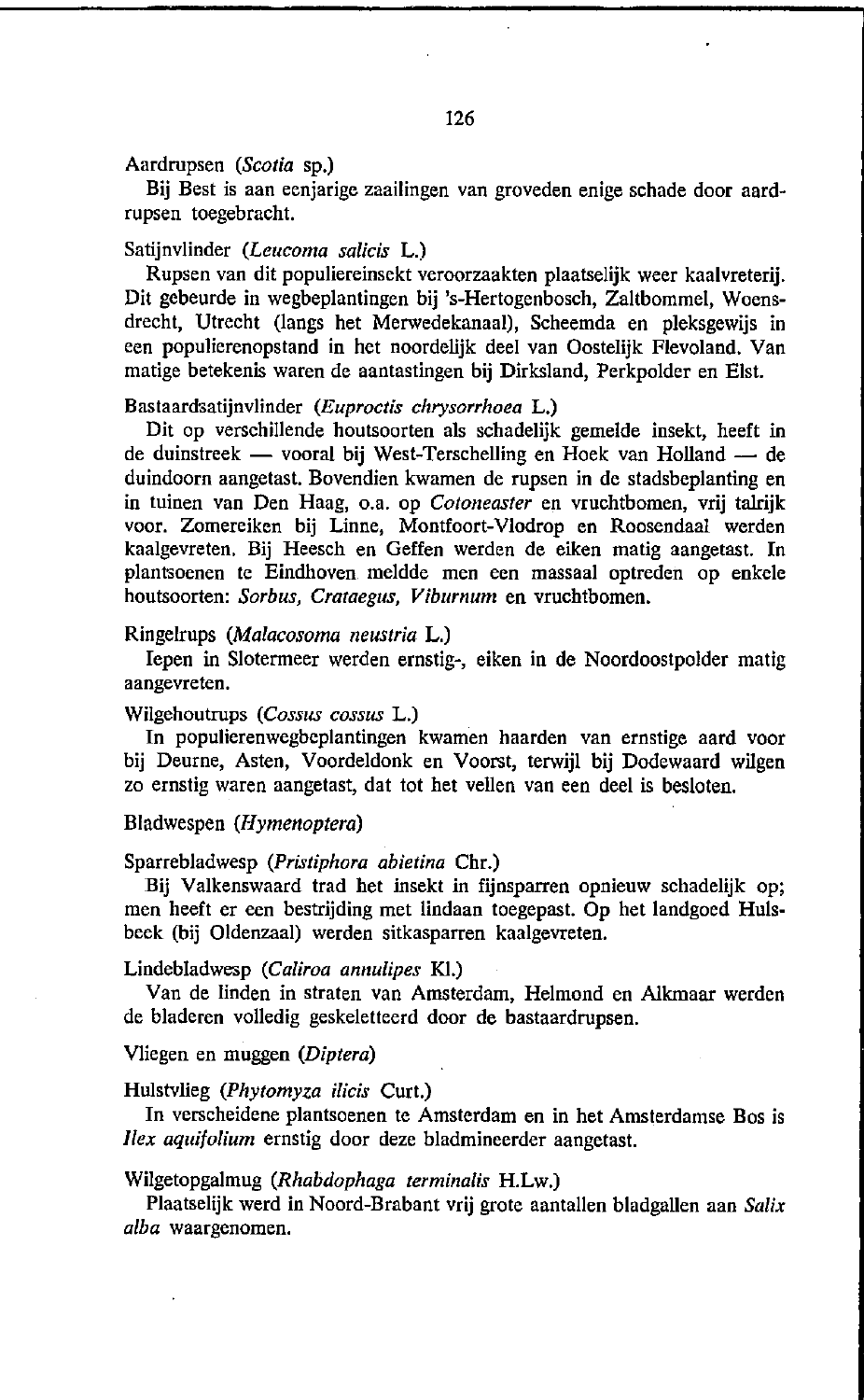Aardrupsen (*Scotia* sp.)

Bij Best is aan eenjarige zaailingen van groveden enige schade door aardrupsen toegebracht.

Satijnvlinder (*Leucoma salicis* L.)

Rupsen van dit populiereinsekt veroorzaakten plaatselijk weer kaalvreterij. Dit gebeurde in wegbeplantingen bij 's-Hertogenbosch, Zaltbommel, Woensdrecht, Utrecht (langs het Merwedekanaal), Scheemda en pleksgewijs in een populierenopstand in het noordelijk deel van Oostelijk Flevoland. Van matige betekenis waren de aantastingen bij Dirksland, Perkpolder en Elst.

Bastaardsatijnvlinder (*Euproctis chrysorrhoea* L.)

Dit op verschillende houtsoorten als schadelijk gemelde insekt, heeft in de duinstreek — vooral bij West-Terschelling en Hoek van Holland — de duindoorn aangetast. Bovendien kwamen de rupsen in de stadsbeplanting en in tuinen van Den Haag, o.a. op *Cotoneaster* en vruchtbomen, vrij talrijk voor. Zomereiken bij Linne, Montfoort-Vlodrop en Roosendaal werden kaalgevreten. Bij Heesch en Geffen werden de eiken matig aangetast. In plantsoenen te Eindhoven meldde men een massaal optreden op enkele houtsoorten: *Sorbus, Crataegus, Viburnum* en vruchtbomen.

Ringelrups (*Malacosoma neustria* L.)

Iepen in Slotermeer werden ernstig-, eiken in de Noordoostpolder matig aangevreten.

Wilgehoutrups (*Cossus cossus* L.)

In populierenwegbeplantingen kwamen haarden van ernstige aard voor bij Deurne, Asten, Voordeldonk en Voorst, terwijl bij Dodewaard wilgen zo ernstig waren aangetast, dat tot het vellen van een deel is besloten.

Bladwespen (*Hymenoptera*)

Sparrebladwesp (*Pristiphora abietina* Chr.)

Bij Valkenswaard trad het insekt in fijnsparren opnieuw schadelijk op; men heeft er een bestrijding met lindaan toegepast. Op het landgoed Hulsbeek (bij Oldenzaal) werden sitkasparren kaalgevreten.

Lindebladwesp (*Caliroa annulipes* Kl.)

Van de linden in straten van Amsterdam, Helmond en Alkmaar werden de bladeren volledig geskeletteerd door de bastaardrupsen.

Vliegen en muggen (*Diptera*)

Hulstvlieg (*Phytomyza ilicis* Curt.)

In verscheidene plantsoenen te Amsterdam en in het Amsterdamse Bos is *Ilex aquifolium* ernstig door deze bladmineerder aangetast.

Wilgetopgalmug (*Rhabdophaga terminalis* H.Lw.)

Plaatselijk werd in Noord-Brabant vrij grote aantallen bladgallen aan *Salix alba* waargenomen.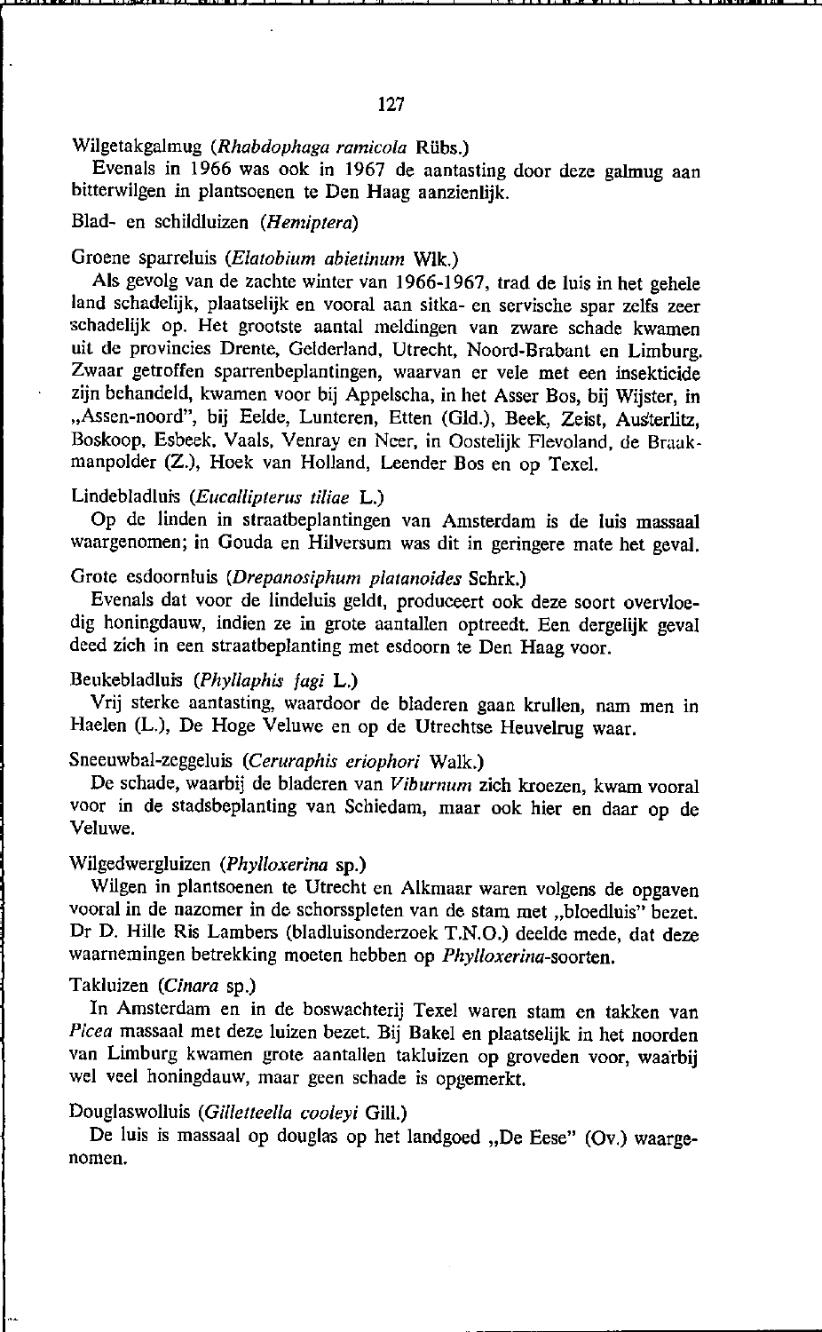Wilgetakgalmug (*Rhabdophaga ramicola* Rübs.)

Evenals in 1966 was ook in 1967 de aantasting door deze galmug aan bitterwilgen in plantsoenen te Den Haag aanzienlijk.

Blad- en schildluizen (*Hemiptera*)

Groene sparreluis (*Elatobium abietinum* Wlk.)

Als gevolg van de zachte winter van 1966-1967, trad de luis in het gehele land schadelijk, plaatselijk en vooral aan sitka- en servische spar zelfs zeer schadelijk op. Het grootste aantal meldingen van zware schade kwamen uit de provincies Drente, Gelderland, Utrecht, Noord-Brabant en Limburg. Zwaar getroffen sparrenbeplantingen, waarvan er vele met een insekticide zijn behandeld, kwamen voor bij Appelscha, in het Asser Bos, bij Wijster, in „Assen-noord", bij Eelde, Lunteren, Etten (Gld.), Beek, Zeist, Austerlitz, Boskoop, Esbeek, Vaals, Venray en Neer, in Oostelijk Flevoland, de Braakmanpolder (Z.), Hoek van Holland, Leender Bos en op Texel.

Lindebladluis (*Eucallipterus tiliae* L.)

Op de linden in straatbeplantingen van Amsterdam is de luis massaal waargenomen; in Gouda en Hilversum was dit in geringere mate het geval.

Grote esdoornluis (*Drepanosiphum platanoides* Schrk.)

Evenals dat voor de lindeluis geldt, produceert ook deze soort overvloedig honingdauw, indien ze in grote aantallen optreedt. Een dergelijk geval deed zich in een straatbeplanting met esdoorn te Den Haag voor.

Beukebladluis (*Phyllaphis fagi* L.)

Vrij sterke aantasting, waardoor de bladeren gaan krullen, nam men in Haelen (L.), De Hoge Veluwe en op de Utrechtse Heuvelrug waar.

Sneeuwbal-zeggeluis (*Ceruraphis eriophori* Walk.)

De schade, waarbij de bladeren van *Viburnum* zich kroezen, kwam vooral voor in de stadsbeplanting van Schiedam, maar ook hier en daar op de Veluwe.

Wilgedwergluizen (*Phylloxerina* sp.)

Wilgen in plantsoenen te Utrecht en Alkmaar waren volgens de opgaven vooral in de nazomer in de schorsspleten van de stam met „bloedluis" bezet. Dr D. Hille Ris Lambers (bladluisonderzoek T.N.O.) deelde mede, dat deze waarnemingen betrekking moeten hebben op *Phylloxerina*-soorten.

Takluizen (*Cinara* sp.)

In Amsterdam en in de boswachterij Texel waren stam en takken van *Picea* massaal met deze luizen bezet. Bij Bakel en plaatselijk in het noorden van Limburg kwamen grote aantallen takluizen op groveden voor, waarbij wel veel honingdauw, maar geen schade is opgemerkt.

Douglaswolluis (*Gilletteella cooleyi* Gill.)

De luis is massaal op douglas op het landgoed „De Eese" (Ov.) waargenomen.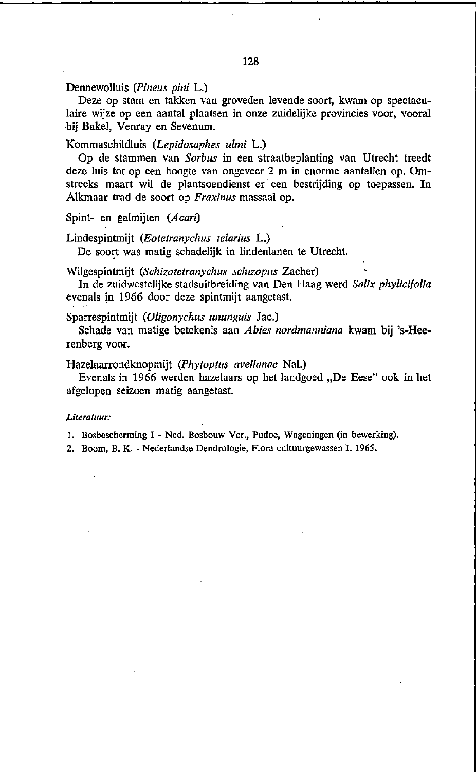Dennewolluis (*Pineus pini* L.)

Deze op stam en takken van groveden levende soort, kwam op spectaculaire wijze op een aantal plaatsen in onze zuidelijke provincies voor, vooral bij Bakel, Venray en Sevenum.

Kommaschildluis (*Lepidosaphes ulmi* L.)

Op de stammen van *Sorbus* in een straatbeplanting van Utrecht treedt deze luis tot op een hoogte van ongeveer 2 m in enorme aantallen op. Omstreeks maart wil de plantsoendienst er een bestrijding op toepassen. In Alkmaar trad de soort op *Fraxinus* massaal op.

Spint- en galmijten (*Acari*)

Lindespintmijt (*Eotetranychus telarius* L.)

De soort was matig schadelijk in lindenlanen te Utrecht.

Wilgespintmijt (*Schizotetranychus schizopus* Zacher)

In de zuidwestelijke stadsuitbreiding van Den Haag werd *Salix phylicifolia* evenals in 1966 door deze spintmijt aangetast.

Sparrespintmijt (*Oligonychus ununguis* Jac.)

Schade van matige betekenis aan *Abies nordmanniana* kwam bij 's-Heerenberg voor.

Hazelaarrondknopmijt (*Phytoptus avellanae* Nal.)

Evenals in 1966 werden hazelaars op het landgoed „De Eese" ook in het afgelopen seizoen matig aangetast.

*Literatuur:*

1. Bosbescherming I - Ned. Bosbouw Ver., Pudoc, Wageningen (in bewerking).
2. Boom, B. K. - Nederlandse Dendrologie, Flora cultuurgewassen I, 1965.